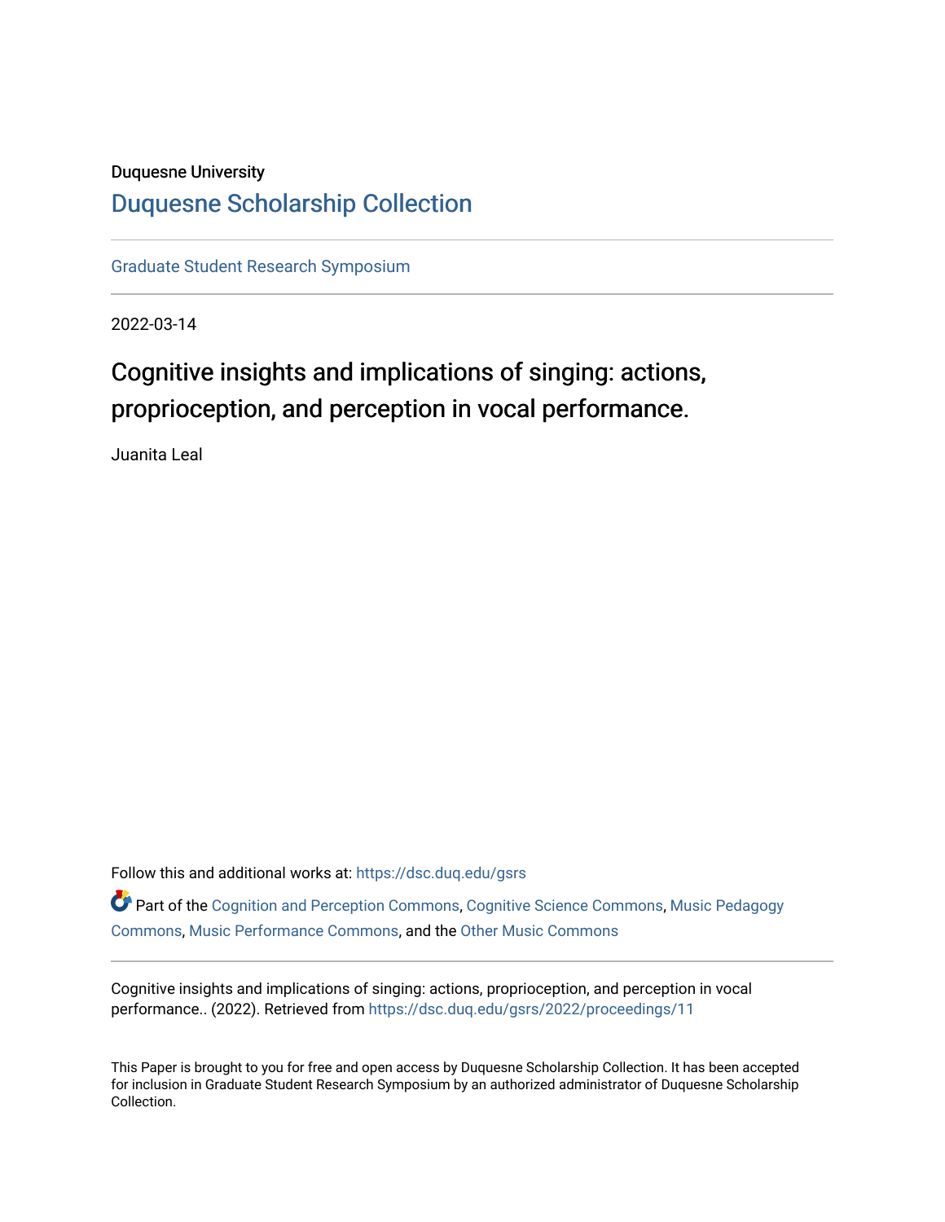Duquesne University

# Duquesne Scholarship Collection

Graduate Student Research Symposium

2022-03-14

## Cognitive insights and implications of singing: actions, proprioception, and perception in vocal performance.

Juanita Leal

Follow this and additional works at: https://dsc.duq.edu/gsrs

Part of the Cognition and Perception Commons, Cognitive Science Commons, Music Pedagogy Commons, Music Performance Commons, and the Other Music Commons

---

Cognitive insights and implications of singing: actions, proprioception, and perception in vocal performance.. (2022). Retrieved from https://dsc.duq.edu/gsrs/2022/proceedings/11

---

This Paper is brought to you for free and open access by Duquesne Scholarship Collection. It has been accepted for inclusion in Graduate Student Research Symposium by an authorized administrator of Duquesne Scholarship Collection.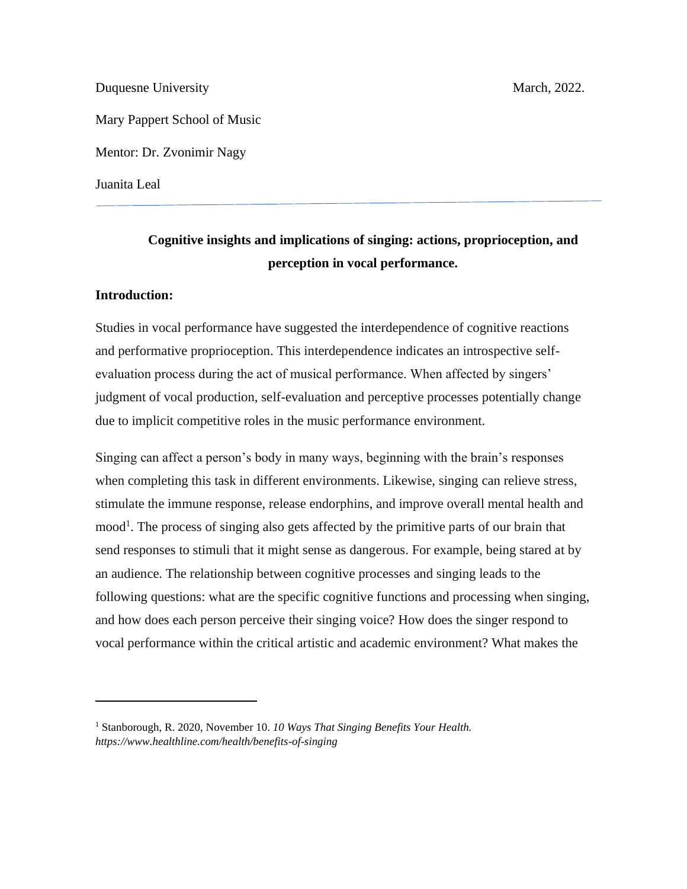Duquesne University March, 2022.

Mary Pappert School of Music

Mentor: Dr. Zvonimir Nagy

Juanita Leal

---

**Cognitive insights and implications of singing: actions, proprioception, and perception in vocal performance.**

**Introduction:**

Studies in vocal performance have suggested the interdependence of cognitive reactions and performative proprioception. This interdependence indicates an introspective self-evaluation process during the act of musical performance. When affected by singers' judgment of vocal production, self-evaluation and perceptive processes potentially change due to implicit competitive roles in the music performance environment.

Singing can affect a person's body in many ways, beginning with the brain's responses when completing this task in different environments. Likewise, singing can relieve stress, stimulate the immune response, release endorphins, and improve overall mental health and mood[1]. The process of singing also gets affected by the primitive parts of our brain that send responses to stimuli that it might sense as dangerous. For example, being stared at by an audience. The relationship between cognitive processes and singing leads to the following questions: what are the specific cognitive functions and processing when singing, and how does each person perceive their singing voice? How does the singer respond to vocal performance within the critical artistic and academic environment? What makes the

[1] Stanborough, R. 2020, November 10. *10 Ways That Singing Benefits Your Health. https://www.healthline.com/health/benefits-of-singing*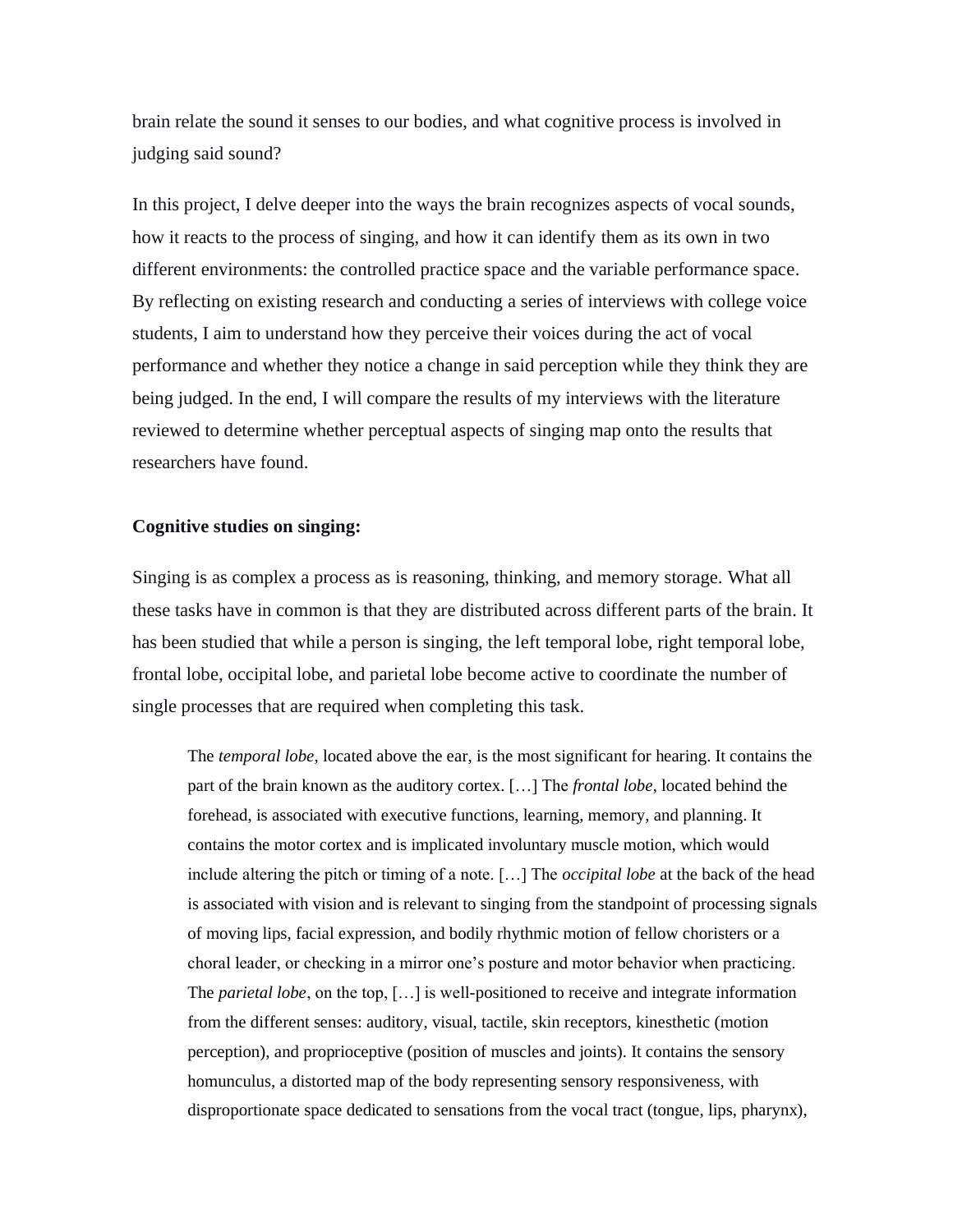brain relate the sound it senses to our bodies, and what cognitive process is involved in judging said sound?

In this project, I delve deeper into the ways the brain recognizes aspects of vocal sounds, how it reacts to the process of singing, and how it can identify them as its own in two different environments: the controlled practice space and the variable performance space. By reflecting on existing research and conducting a series of interviews with college voice students, I aim to understand how they perceive their voices during the act of vocal performance and whether they notice a change in said perception while they think they are being judged. In the end, I will compare the results of my interviews with the literature reviewed to determine whether perceptual aspects of singing map onto the results that researchers have found.

**Cognitive studies on singing:**

Singing is as complex a process as is reasoning, thinking, and memory storage. What all these tasks have in common is that they are distributed across different parts of the brain. It has been studied that while a person is singing, the left temporal lobe, right temporal lobe, frontal lobe, occipital lobe, and parietal lobe become active to coordinate the number of single processes that are required when completing this task.

> The *temporal lobe*, located above the ear, is the most significant for hearing. It contains the part of the brain known as the auditory cortex. […] The *frontal lobe*, located behind the forehead, is associated with executive functions, learning, memory, and planning. It contains the motor cortex and is implicated involuntary muscle motion, which would include altering the pitch or timing of a note. […] The *occipital lobe* at the back of the head is associated with vision and is relevant to singing from the standpoint of processing signals of moving lips, facial expression, and bodily rhythmic motion of fellow choristers or a choral leader, or checking in a mirror one's posture and motor behavior when practicing. The *parietal lobe*, on the top, […] is well-positioned to receive and integrate information from the different senses: auditory, visual, tactile, skin receptors, kinesthetic (motion perception), and proprioceptive (position of muscles and joints). It contains the sensory homunculus, a distorted map of the body representing sensory responsiveness, with disproportionate space dedicated to sensations from the vocal tract (tongue, lips, pharynx),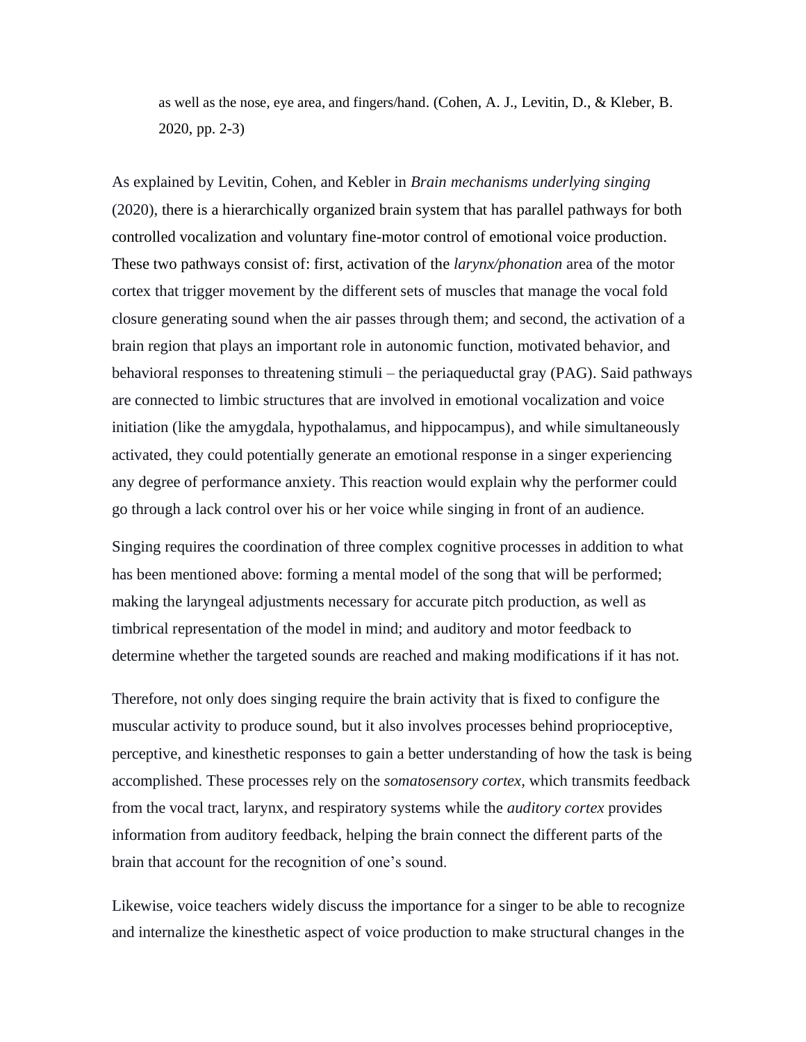> as well as the nose, eye area, and fingers/hand. (Cohen, A. J., Levitin, D., & Kleber, B. 2020, pp. 2-3)

As explained by Levitin, Cohen, and Kebler in *Brain mechanisms underlying singing* (2020), there is a hierarchically organized brain system that has parallel pathways for both controlled vocalization and voluntary fine-motor control of emotional voice production. These two pathways consist of: first, activation of the *larynx/phonation* area of the motor cortex that trigger movement by the different sets of muscles that manage the vocal fold closure generating sound when the air passes through them; and second, the activation of a brain region that plays an important role in autonomic function, motivated behavior, and behavioral responses to threatening stimuli – the periaqueductal gray (PAG). Said pathways are connected to limbic structures that are involved in emotional vocalization and voice initiation (like the amygdala, hypothalamus, and hippocampus), and while simultaneously activated, they could potentially generate an emotional response in a singer experiencing any degree of performance anxiety. This reaction would explain why the performer could go through a lack control over his or her voice while singing in front of an audience.

Singing requires the coordination of three complex cognitive processes in addition to what has been mentioned above: forming a mental model of the song that will be performed; making the laryngeal adjustments necessary for accurate pitch production, as well as timbrical representation of the model in mind; and auditory and motor feedback to determine whether the targeted sounds are reached and making modifications if it has not.

Therefore, not only does singing require the brain activity that is fixed to configure the muscular activity to produce sound, but it also involves processes behind proprioceptive, perceptive, and kinesthetic responses to gain a better understanding of how the task is being accomplished. These processes rely on the *somatosensory cortex,* which transmits feedback from the vocal tract, larynx, and respiratory systems while the *auditory cortex* provides information from auditory feedback, helping the brain connect the different parts of the brain that account for the recognition of one's sound.

Likewise, voice teachers widely discuss the importance for a singer to be able to recognize and internalize the kinesthetic aspect of voice production to make structural changes in the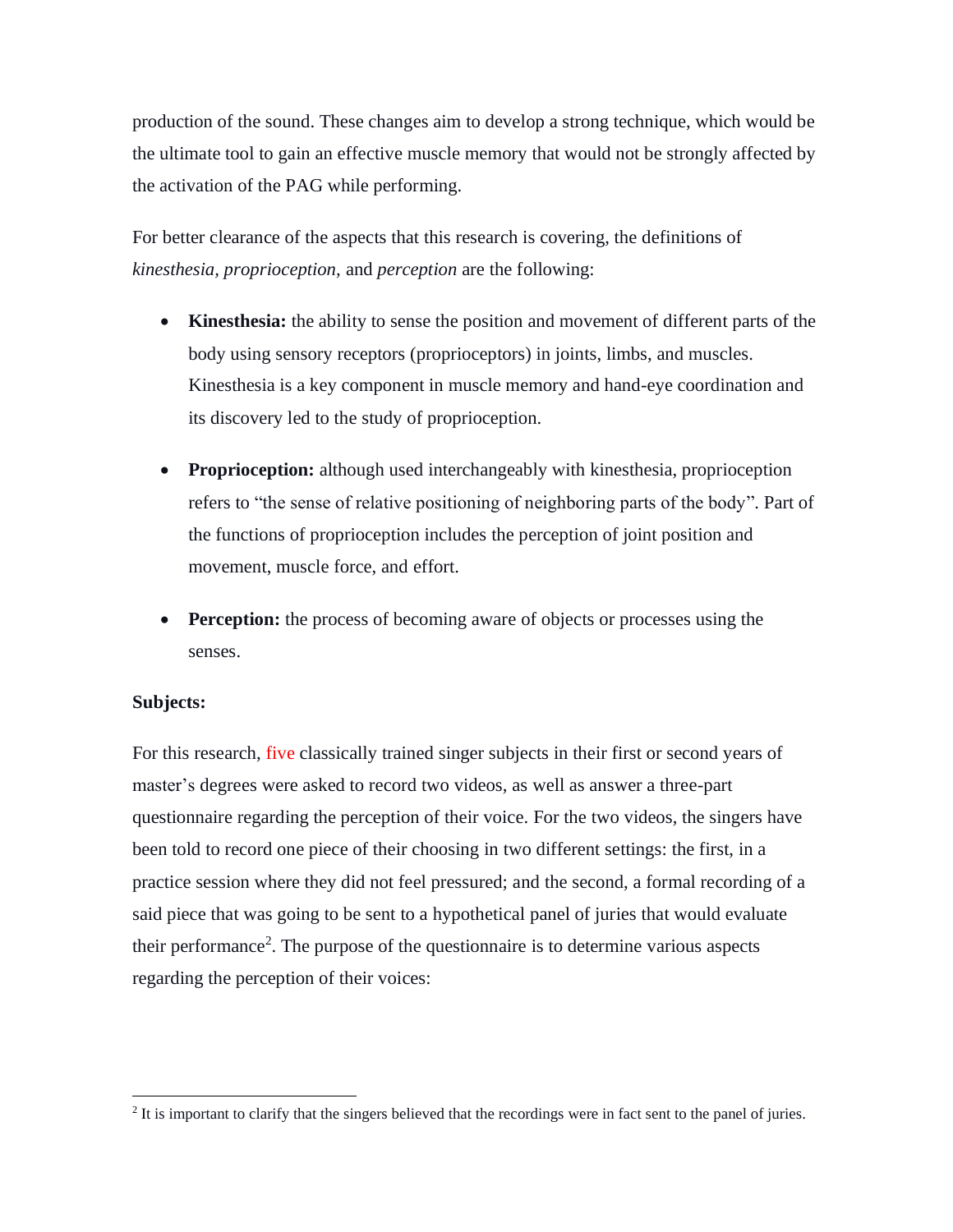production of the sound. These changes aim to develop a strong technique, which would be the ultimate tool to gain an effective muscle memory that would not be strongly affected by the activation of the PAG while performing.

For better clearance of the aspects that this research is covering, the definitions of *kinesthesia*, *proprioception,* and *perception* are the following:

- **Kinesthesia:** the ability to sense the position and movement of different parts of the body using sensory receptors (proprioceptors) in joints, limbs, and muscles. Kinesthesia is a key component in muscle memory and hand-eye coordination and its discovery led to the study of proprioception.

- **Proprioception:** although used interchangeably with kinesthesia, proprioception refers to "the sense of relative positioning of neighboring parts of the body". Part of the functions of proprioception includes the perception of joint position and movement, muscle force, and effort.

- **Perception:** the process of becoming aware of objects or processes using the senses.

**Subjects:**

For this research, five classically trained singer subjects in their first or second years of master's degrees were asked to record two videos, as well as answer a three-part questionnaire regarding the perception of their voice. For the two videos, the singers have been told to record one piece of their choosing in two different settings: the first, in a practice session where they did not feel pressured; and the second, a formal recording of a said piece that was going to be sent to a hypothetical panel of juries that would evaluate their performance[2]. The purpose of the questionnaire is to determine various aspects regarding the perception of their voices:

[2] It is important to clarify that the singers believed that the recordings were in fact sent to the panel of juries.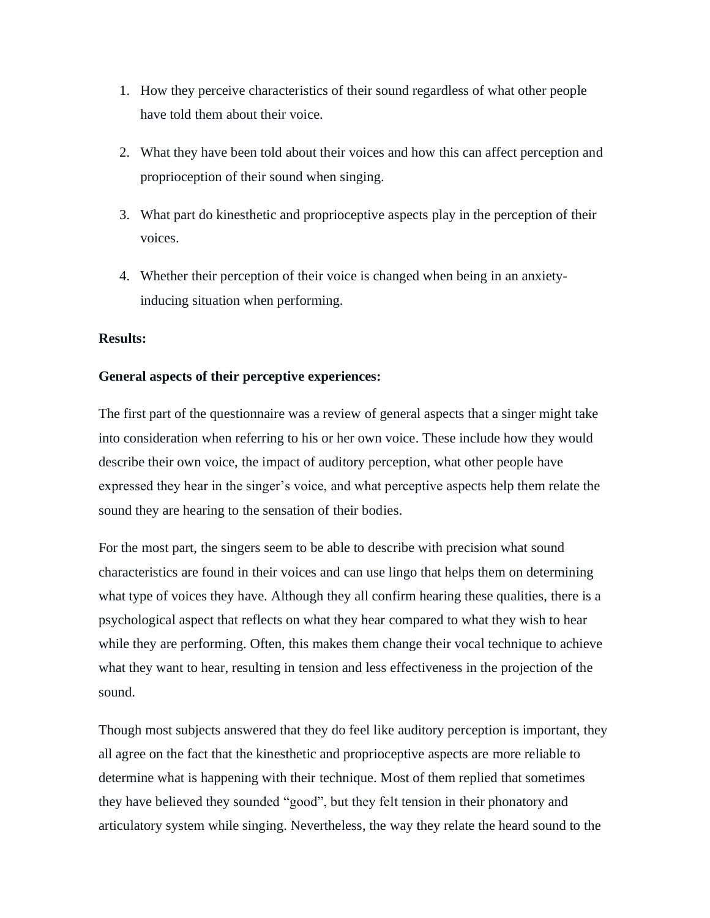1. How they perceive characteristics of their sound regardless of what other people have told them about their voice.

2. What they have been told about their voices and how this can affect perception and proprioception of their sound when singing.

3. What part do kinesthetic and proprioceptive aspects play in the perception of their voices.

4. Whether their perception of their voice is changed when being in an anxiety-inducing situation when performing.

**Results:**

**General aspects of their perceptive experiences:**

The first part of the questionnaire was a review of general aspects that a singer might take into consideration when referring to his or her own voice. These include how they would describe their own voice, the impact of auditory perception, what other people have expressed they hear in the singer's voice, and what perceptive aspects help them relate the sound they are hearing to the sensation of their bodies.

For the most part, the singers seem to be able to describe with precision what sound characteristics are found in their voices and can use lingo that helps them on determining what type of voices they have. Although they all confirm hearing these qualities, there is a psychological aspect that reflects on what they hear compared to what they wish to hear while they are performing. Often, this makes them change their vocal technique to achieve what they want to hear, resulting in tension and less effectiveness in the projection of the sound.

Though most subjects answered that they do feel like auditory perception is important, they all agree on the fact that the kinesthetic and proprioceptive aspects are more reliable to determine what is happening with their technique. Most of them replied that sometimes they have believed they sounded "good", but they felt tension in their phonatory and articulatory system while singing. Nevertheless, the way they relate the heard sound to the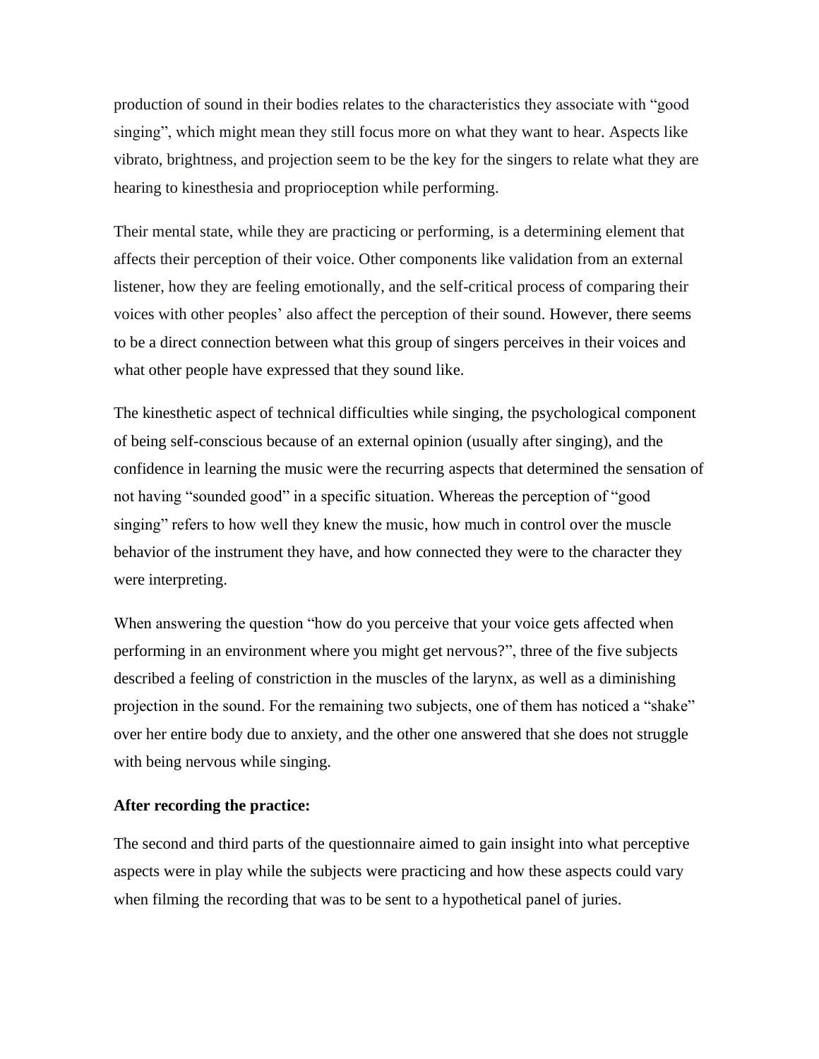production of sound in their bodies relates to the characteristics they associate with "good singing", which might mean they still focus more on what they want to hear. Aspects like vibrato, brightness, and projection seem to be the key for the singers to relate what they are hearing to kinesthesia and proprioception while performing.

Their mental state, while they are practicing or performing, is a determining element that affects their perception of their voice. Other components like validation from an external listener, how they are feeling emotionally, and the self-critical process of comparing their voices with other peoples' also affect the perception of their sound. However, there seems to be a direct connection between what this group of singers perceives in their voices and what other people have expressed that they sound like.

The kinesthetic aspect of technical difficulties while singing, the psychological component of being self-conscious because of an external opinion (usually after singing), and the confidence in learning the music were the recurring aspects that determined the sensation of not having "sounded good" in a specific situation. Whereas the perception of "good singing" refers to how well they knew the music, how much in control over the muscle behavior of the instrument they have, and how connected they were to the character they were interpreting.

When answering the question "how do you perceive that your voice gets affected when performing in an environment where you might get nervous?", three of the five subjects described a feeling of constriction in the muscles of the larynx, as well as a diminishing projection in the sound. For the remaining two subjects, one of them has noticed a "shake" over her entire body due to anxiety, and the other one answered that she does not struggle with being nervous while singing.

**After recording the practice:**

The second and third parts of the questionnaire aimed to gain insight into what perceptive aspects were in play while the subjects were practicing and how these aspects could vary when filming the recording that was to be sent to a hypothetical panel of juries.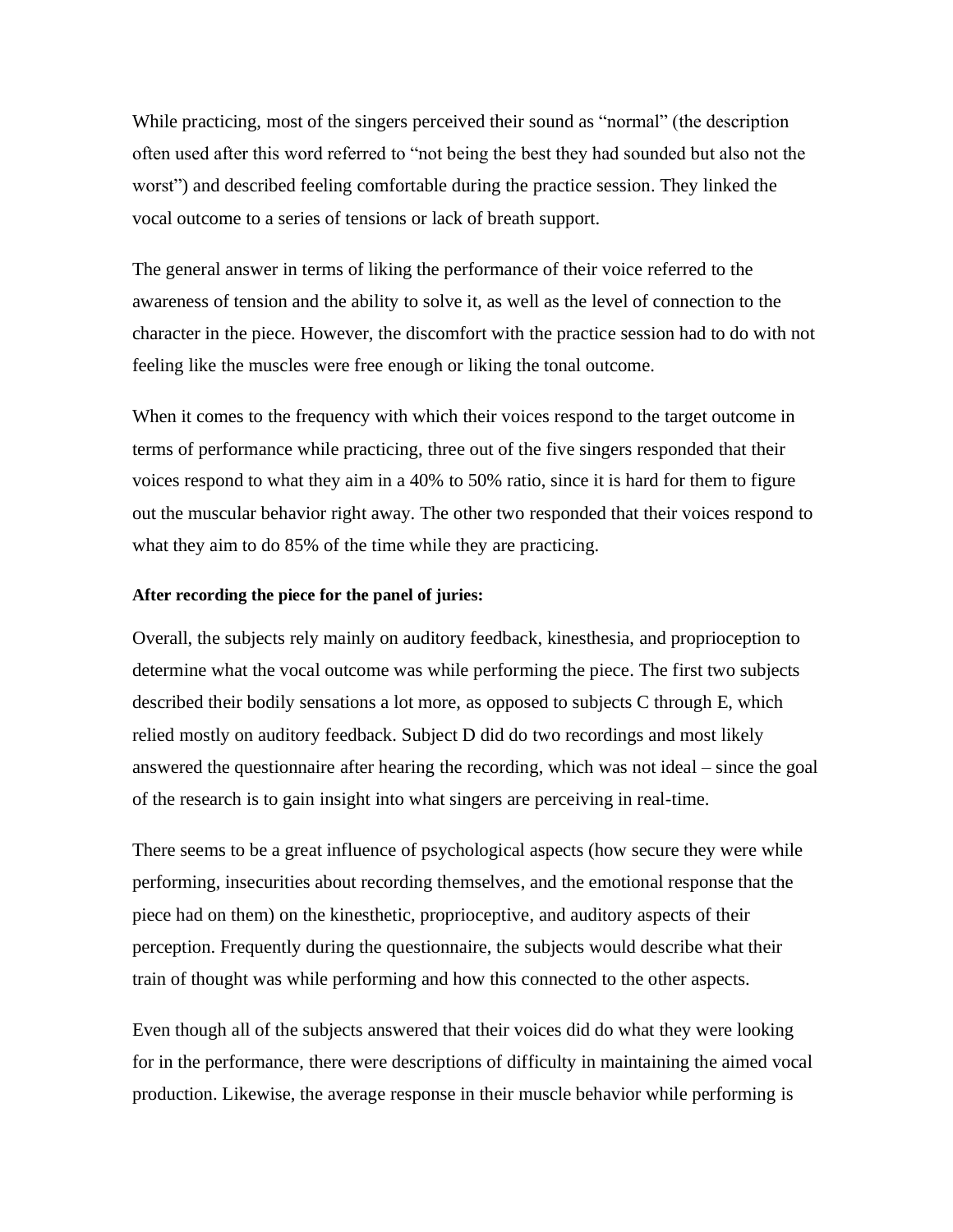While practicing, most of the singers perceived their sound as "normal" (the description often used after this word referred to "not being the best they had sounded but also not the worst") and described feeling comfortable during the practice session. They linked the vocal outcome to a series of tensions or lack of breath support.

The general answer in terms of liking the performance of their voice referred to the awareness of tension and the ability to solve it, as well as the level of connection to the character in the piece. However, the discomfort with the practice session had to do with not feeling like the muscles were free enough or liking the tonal outcome.

When it comes to the frequency with which their voices respond to the target outcome in terms of performance while practicing, three out of the five singers responded that their voices respond to what they aim in a 40% to 50% ratio, since it is hard for them to figure out the muscular behavior right away. The other two responded that their voices respond to what they aim to do 85% of the time while they are practicing.

**After recording the piece for the panel of juries:**

Overall, the subjects rely mainly on auditory feedback, kinesthesia, and proprioception to determine what the vocal outcome was while performing the piece. The first two subjects described their bodily sensations a lot more, as opposed to subjects C through E, which relied mostly on auditory feedback. Subject D did do two recordings and most likely answered the questionnaire after hearing the recording, which was not ideal – since the goal of the research is to gain insight into what singers are perceiving in real-time.

There seems to be a great influence of psychological aspects (how secure they were while performing, insecurities about recording themselves, and the emotional response that the piece had on them) on the kinesthetic, proprioceptive, and auditory aspects of their perception. Frequently during the questionnaire, the subjects would describe what their train of thought was while performing and how this connected to the other aspects.

Even though all of the subjects answered that their voices did do what they were looking for in the performance, there were descriptions of difficulty in maintaining the aimed vocal production. Likewise, the average response in their muscle behavior while performing is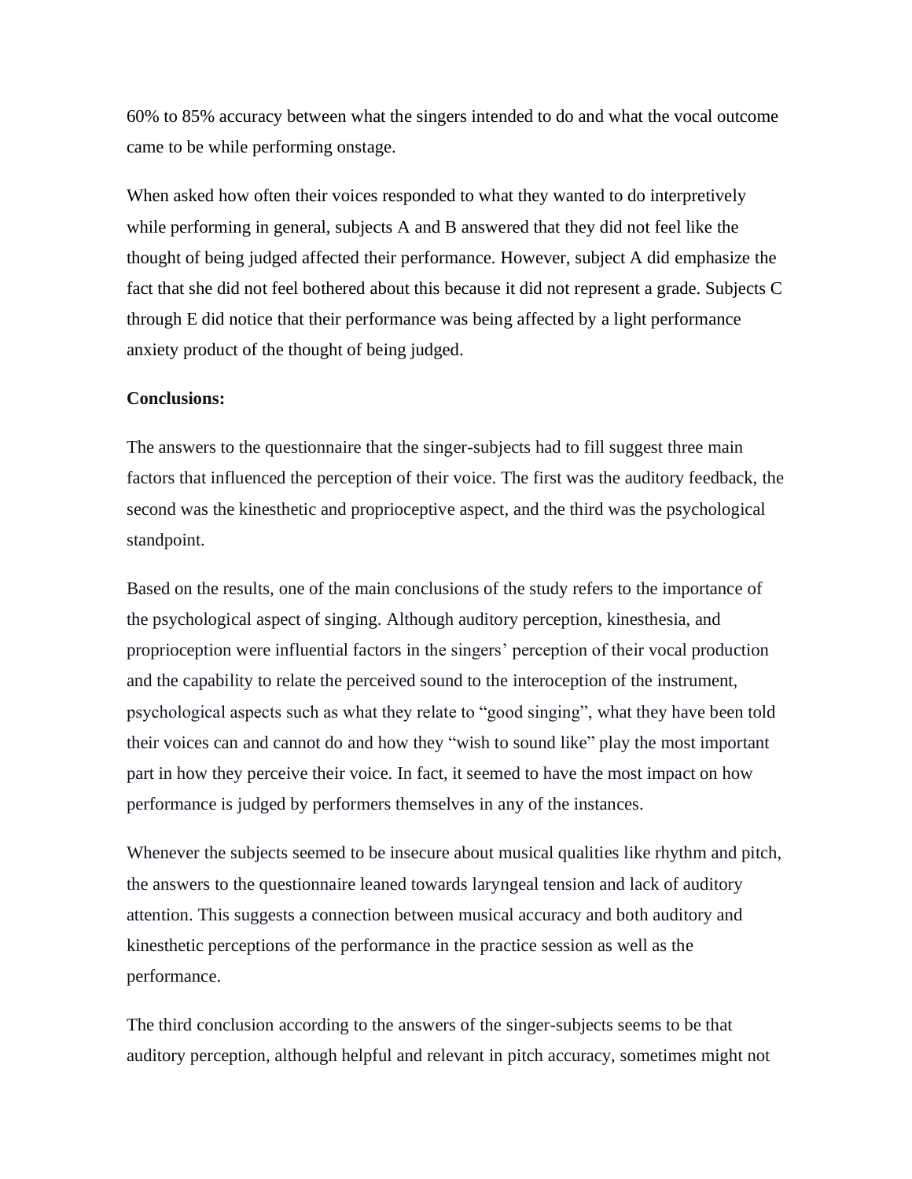60% to 85% accuracy between what the singers intended to do and what the vocal outcome came to be while performing onstage.

When asked how often their voices responded to what they wanted to do interpretively while performing in general, subjects A and B answered that they did not feel like the thought of being judged affected their performance. However, subject A did emphasize the fact that she did not feel bothered about this because it did not represent a grade. Subjects C through E did notice that their performance was being affected by a light performance anxiety product of the thought of being judged.

**Conclusions:**

The answers to the questionnaire that the singer-subjects had to fill suggest three main factors that influenced the perception of their voice. The first was the auditory feedback, the second was the kinesthetic and proprioceptive aspect, and the third was the psychological standpoint.

Based on the results, one of the main conclusions of the study refers to the importance of the psychological aspect of singing. Although auditory perception, kinesthesia, and proprioception were influential factors in the singers' perception of their vocal production and the capability to relate the perceived sound to the interoception of the instrument, psychological aspects such as what they relate to "good singing", what they have been told their voices can and cannot do and how they "wish to sound like" play the most important part in how they perceive their voice. In fact, it seemed to have the most impact on how performance is judged by performers themselves in any of the instances.

Whenever the subjects seemed to be insecure about musical qualities like rhythm and pitch, the answers to the questionnaire leaned towards laryngeal tension and lack of auditory attention. This suggests a connection between musical accuracy and both auditory and kinesthetic perceptions of the performance in the practice session as well as the performance.

The third conclusion according to the answers of the singer-subjects seems to be that auditory perception, although helpful and relevant in pitch accuracy, sometimes might not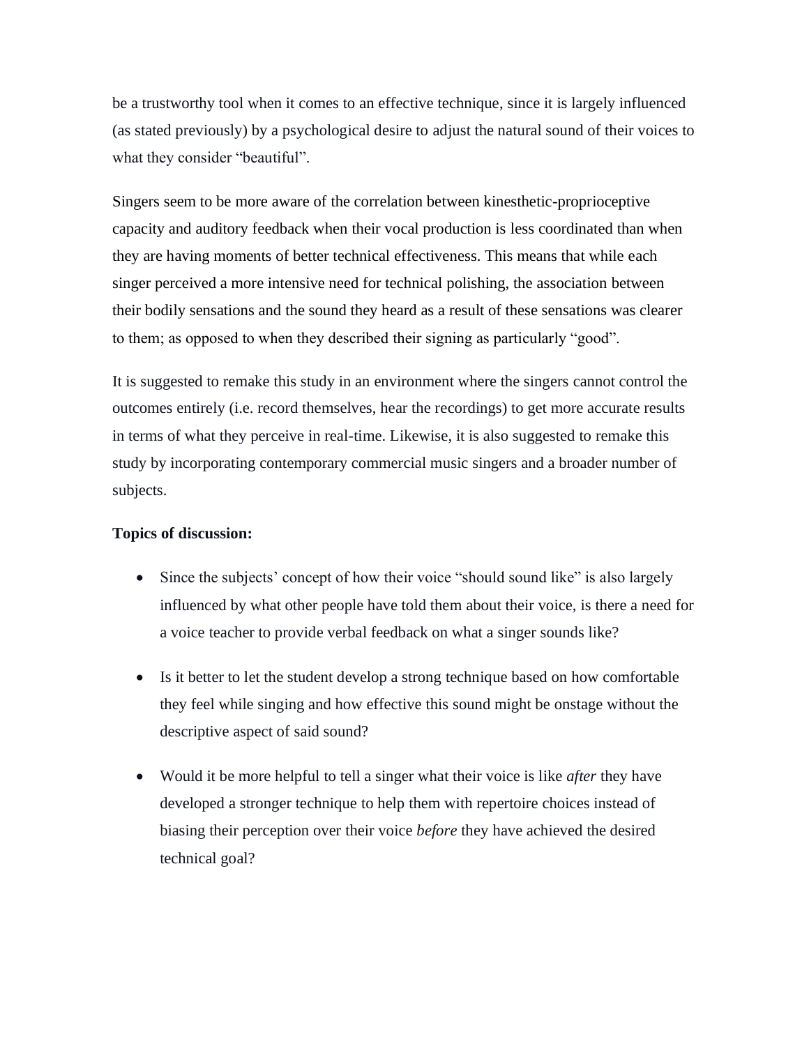be a trustworthy tool when it comes to an effective technique, since it is largely influenced (as stated previously) by a psychological desire to adjust the natural sound of their voices to what they consider "beautiful".

Singers seem to be more aware of the correlation between kinesthetic-proprioceptive capacity and auditory feedback when their vocal production is less coordinated than when they are having moments of better technical effectiveness. This means that while each singer perceived a more intensive need for technical polishing, the association between their bodily sensations and the sound they heard as a result of these sensations was clearer to them; as opposed to when they described their signing as particularly "good".

It is suggested to remake this study in an environment where the singers cannot control the outcomes entirely (i.e. record themselves, hear the recordings) to get more accurate results in terms of what they perceive in real-time. Likewise, it is also suggested to remake this study by incorporating contemporary commercial music singers and a broader number of subjects.

**Topics of discussion:**

- Since the subjects' concept of how their voice "should sound like" is also largely influenced by what other people have told them about their voice, is there a need for a voice teacher to provide verbal feedback on what a singer sounds like?
- Is it better to let the student develop a strong technique based on how comfortable they feel while singing and how effective this sound might be onstage without the descriptive aspect of said sound?
- Would it be more helpful to tell a singer what their voice is like *after* they have developed a stronger technique to help them with repertoire choices instead of biasing their perception over their voice *before* they have achieved the desired technical goal?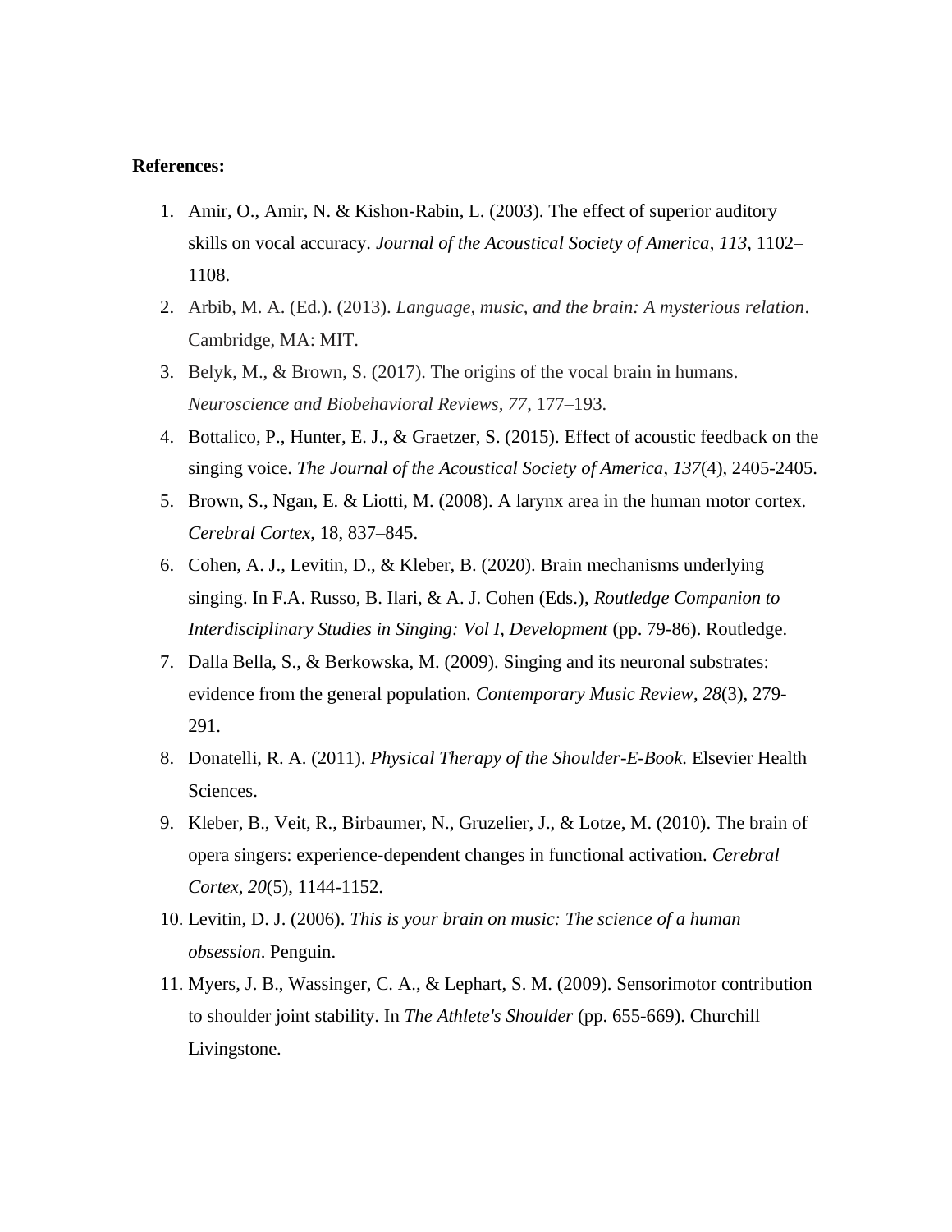**References:**

1. Amir, O., Amir, N. & Kishon-Rabin, L. (2003). The effect of superior auditory skills on vocal accuracy. *Journal of the Acoustical Society of America*, *113*, 1102–1108.
2. Arbib, M. A. (Ed.). (2013). *Language, music, and the brain: A mysterious relation*. Cambridge, MA: MIT.
3. Belyk, M., & Brown, S. (2017). The origins of the vocal brain in humans. *Neuroscience and Biobehavioral Reviews, 77*, 177–193.
4. Bottalico, P., Hunter, E. J., & Graetzer, S. (2015). Effect of acoustic feedback on the singing voice. *The Journal of the Acoustical Society of America*, *137*(4), 2405-2405.
5. Brown, S., Ngan, E. & Liotti, M. (2008). A larynx area in the human motor cortex. *Cerebral Cortex*, 18, 837–845.
6. Cohen, A. J., Levitin, D., & Kleber, B. (2020). Brain mechanisms underlying singing. In F.A. Russo, B. Ilari, & A. J. Cohen (Eds.), *Routledge Companion to Interdisciplinary Studies in Singing: Vol I, Development* (pp. 79-86). Routledge.
7. Dalla Bella, S., & Berkowska, M. (2009). Singing and its neuronal substrates: evidence from the general population. *Contemporary Music Review*, *28*(3), 279-291.
8. Donatelli, R. A. (2011). *Physical Therapy of the Shoulder-E-Book*. Elsevier Health Sciences.
9. Kleber, B., Veit, R., Birbaumer, N., Gruzelier, J., & Lotze, M. (2010). The brain of opera singers: experience-dependent changes in functional activation. *Cerebral Cortex*, *20*(5), 1144-1152.
10. Levitin, D. J. (2006). *This is your brain on music: The science of a human obsession*. Penguin.
11. Myers, J. B., Wassinger, C. A., & Lephart, S. M. (2009). Sensorimotor contribution to shoulder joint stability. In *The Athlete's Shoulder* (pp. 655-669). Churchill Livingstone.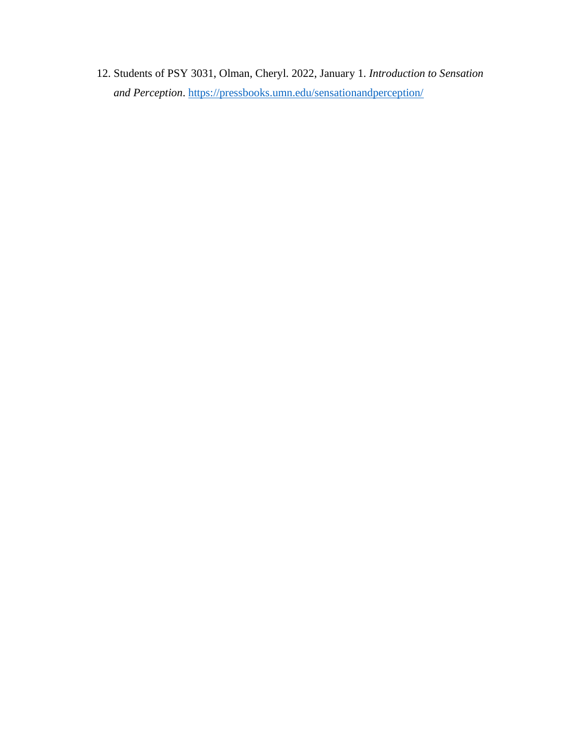12. Students of PSY 3031, Olman, Cheryl. 2022, January 1. *Introduction to Sensation and Perception*. https://pressbooks.umn.edu/sensationandperception/